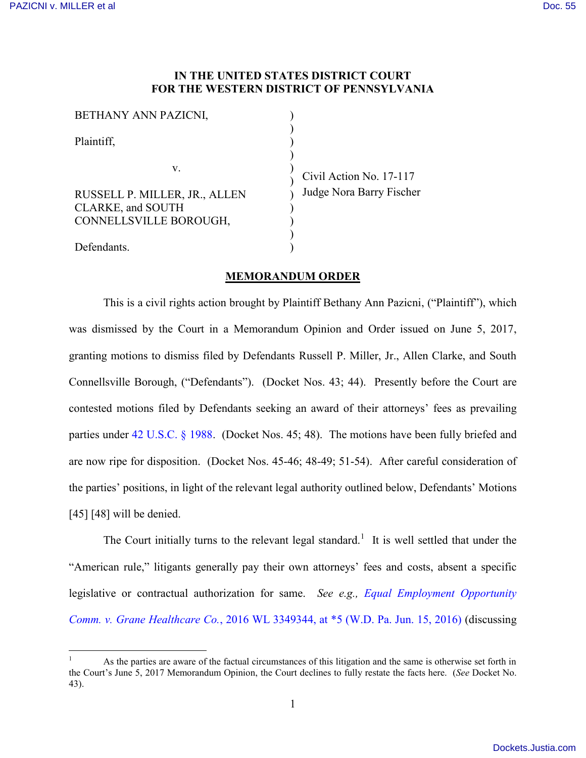# IN THE UNITED STATES DISTRICT COURT
# FOR THE WESTERN DISTRICT OF PENNSYLVANIA

| | | |
|---|---|---|
| BETHANY ANN PAZICNI, | ) | |
| | ) | |
| Plaintiff, | ) | |
| | ) | |
| v. | ) | Civil Action No. 17-117 |
| | ) | Judge Nora Barry Fischer |
| RUSSELL P. MILLER, JR., ALLEN CLARKE, and SOUTH CONNELLSVILLE BOROUGH, | ) | |
| | ) | |
| Defendants. | ) | |

## MEMORANDUM ORDER

This is a civil rights action brought by Plaintiff Bethany Ann Pazicni, ("Plaintiff"), which was dismissed by the Court in a Memorandum Opinion and Order issued on June 5, 2017, granting motions to dismiss filed by Defendants Russell P. Miller, Jr., Allen Clarke, and South Connellsville Borough, ("Defendants"). (Docket Nos. 43; 44). Presently before the Court are contested motions filed by Defendants seeking an award of their attorneys' fees as prevailing parties under 42 U.S.C. § 1988. (Docket Nos. 45; 48). The motions have been fully briefed and are now ripe for disposition. (Docket Nos. 45-46; 48-49; 51-54). After careful consideration of the parties' positions, in light of the relevant legal authority outlined below, Defendants' Motions [45] [48] will be denied.

The Court initially turns to the relevant legal standard.[1] It is well settled that under the "American rule," litigants generally pay their own attorneys' fees and costs, absent a specific legislative or contractual authorization for same. *See e.g., Equal Employment Opportunity Comm. v. Grane Healthcare Co.*, 2016 WL 3349344, at *5 (W.D. Pa. Jun. 15, 2016) (discussing

---

[1] As the parties are aware of the factual circumstances of this litigation and the same is otherwise set forth in the Court's June 5, 2017 Memorandum Opinion, the Court declines to fully restate the facts here. (*See* Docket No. 43).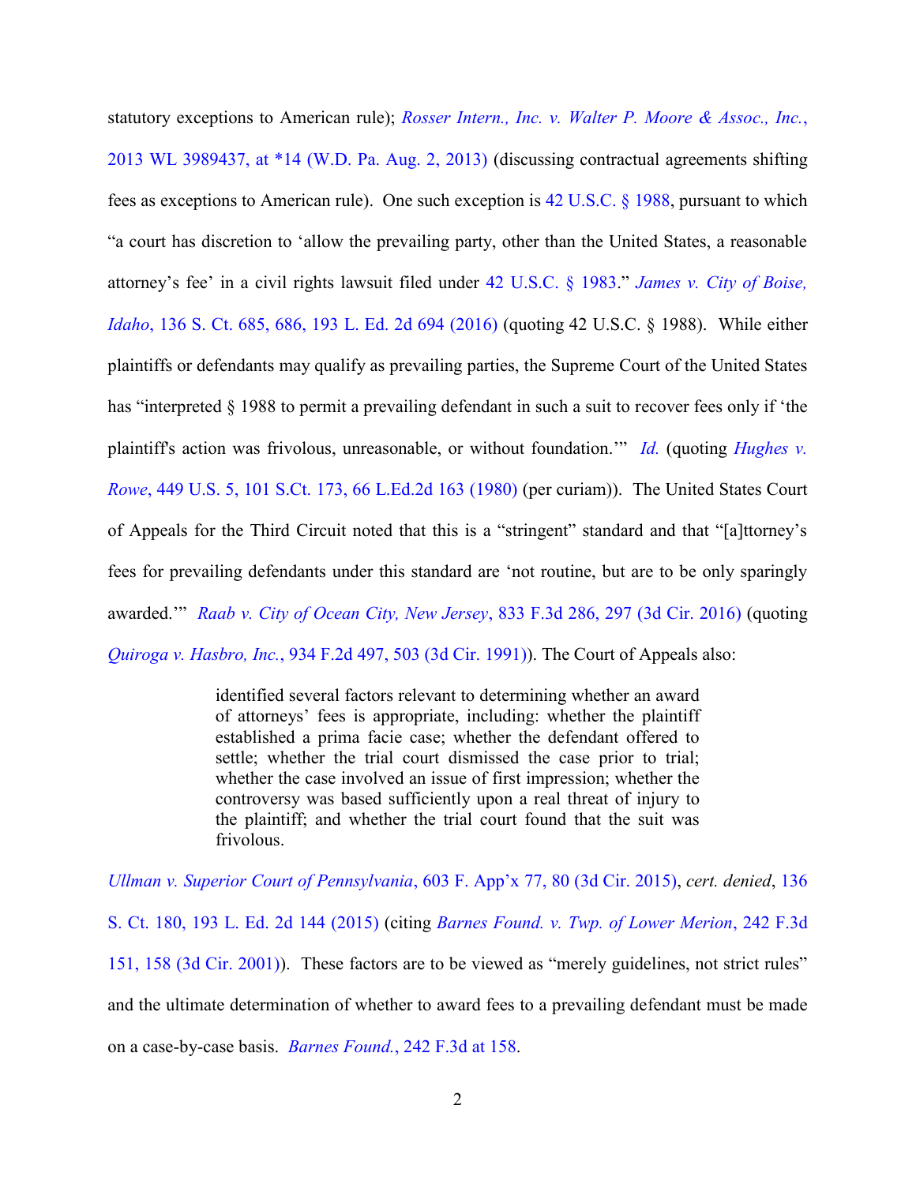statutory exceptions to American rule); *Rosser Intern., Inc. v. Walter P. Moore & Assoc., Inc.*, 2013 WL 3989437, at *14 (W.D. Pa. Aug. 2, 2013) (discussing contractual agreements shifting fees as exceptions to American rule). One such exception is 42 U.S.C. § 1988, pursuant to which "a court has discretion to 'allow the prevailing party, other than the United States, a reasonable attorney's fee' in a civil rights lawsuit filed under 42 U.S.C. § 1983." *James v. City of Boise, Idaho*, 136 S. Ct. 685, 686, 193 L. Ed. 2d 694 (2016) (quoting 42 U.S.C. § 1988). While either plaintiffs or defendants may qualify as prevailing parties, the Supreme Court of the United States has "interpreted § 1988 to permit a prevailing defendant in such a suit to recover fees only if 'the plaintiff's action was frivolous, unreasonable, or without foundation.'" *Id.* (quoting *Hughes v. Rowe*, 449 U.S. 5, 101 S.Ct. 173, 66 L.Ed.2d 163 (1980) (per curiam)). The United States Court of Appeals for the Third Circuit noted that this is a "stringent" standard and that "[a]ttorney's fees for prevailing defendants under this standard are 'not routine, but are to be only sparingly awarded.'" *Raab v. City of Ocean City, New Jersey*, 833 F.3d 286, 297 (3d Cir. 2016) (quoting *Quiroga v. Hasbro, Inc.*, 934 F.2d 497, 503 (3d Cir. 1991)). The Court of Appeals also:

> identified several factors relevant to determining whether an award of attorneys' fees is appropriate, including: whether the plaintiff established a prima facie case; whether the defendant offered to settle; whether the trial court dismissed the case prior to trial; whether the case involved an issue of first impression; whether the controversy was based sufficiently upon a real threat of injury to the plaintiff; and whether the trial court found that the suit was frivolous.

*Ullman v. Superior Court of Pennsylvania*, 603 F. App'x 77, 80 (3d Cir. 2015), *cert. denied*, 136 S. Ct. 180, 193 L. Ed. 2d 144 (2015) (citing *Barnes Found. v. Twp. of Lower Merion*, 242 F.3d 151, 158 (3d Cir. 2001)). These factors are to be viewed as "merely guidelines, not strict rules" and the ultimate determination of whether to award fees to a prevailing defendant must be made on a case-by-case basis. *Barnes Found.*, 242 F.3d at 158.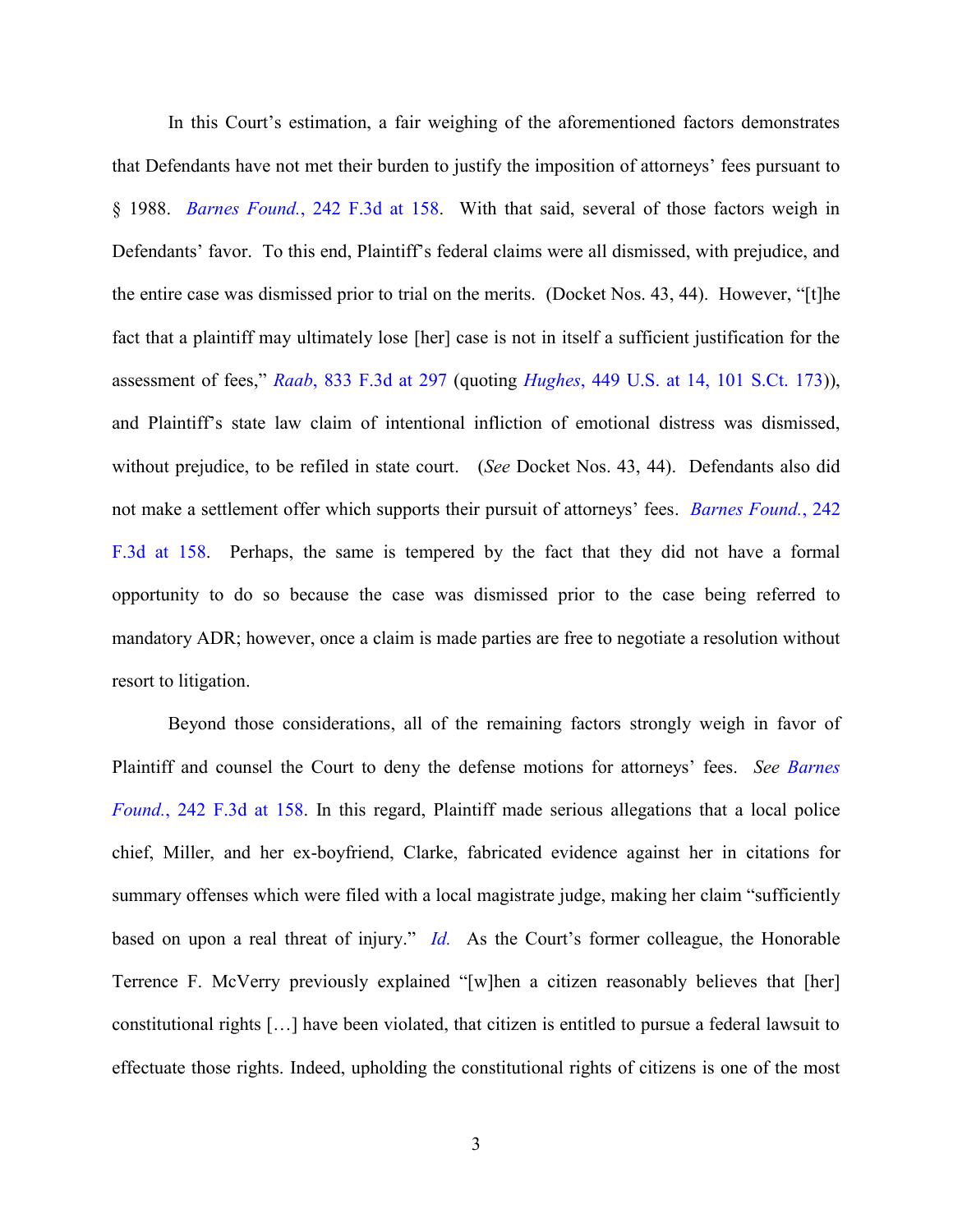In this Court's estimation, a fair weighing of the aforementioned factors demonstrates that Defendants have not met their burden to justify the imposition of attorneys' fees pursuant to § 1988. *Barnes Found.*, 242 F.3d at 158. With that said, several of those factors weigh in Defendants' favor. To this end, Plaintiff's federal claims were all dismissed, with prejudice, and the entire case was dismissed prior to trial on the merits. (Docket Nos. 43, 44). However, "[t]he fact that a plaintiff may ultimately lose [her] case is not in itself a sufficient justification for the assessment of fees," *Raab*, 833 F.3d at 297 (quoting *Hughes*, 449 U.S. at 14, 101 S.Ct. 173)), and Plaintiff's state law claim of intentional infliction of emotional distress was dismissed, without prejudice, to be refiled in state court. (*See* Docket Nos. 43, 44). Defendants also did not make a settlement offer which supports their pursuit of attorneys' fees. *Barnes Found.*, 242 F.3d at 158. Perhaps, the same is tempered by the fact that they did not have a formal opportunity to do so because the case was dismissed prior to the case being referred to mandatory ADR; however, once a claim is made parties are free to negotiate a resolution without resort to litigation.

Beyond those considerations, all of the remaining factors strongly weigh in favor of Plaintiff and counsel the Court to deny the defense motions for attorneys' fees. *See Barnes Found.*, 242 F.3d at 158. In this regard, Plaintiff made serious allegations that a local police chief, Miller, and her ex-boyfriend, Clarke, fabricated evidence against her in citations for summary offenses which were filed with a local magistrate judge, making her claim "sufficiently based on upon a real threat of injury." *Id.* As the Court's former colleague, the Honorable Terrence F. McVerry previously explained "[w]hen a citizen reasonably believes that [her] constitutional rights […] have been violated, that citizen is entitled to pursue a federal lawsuit to effectuate those rights. Indeed, upholding the constitutional rights of citizens is one of the most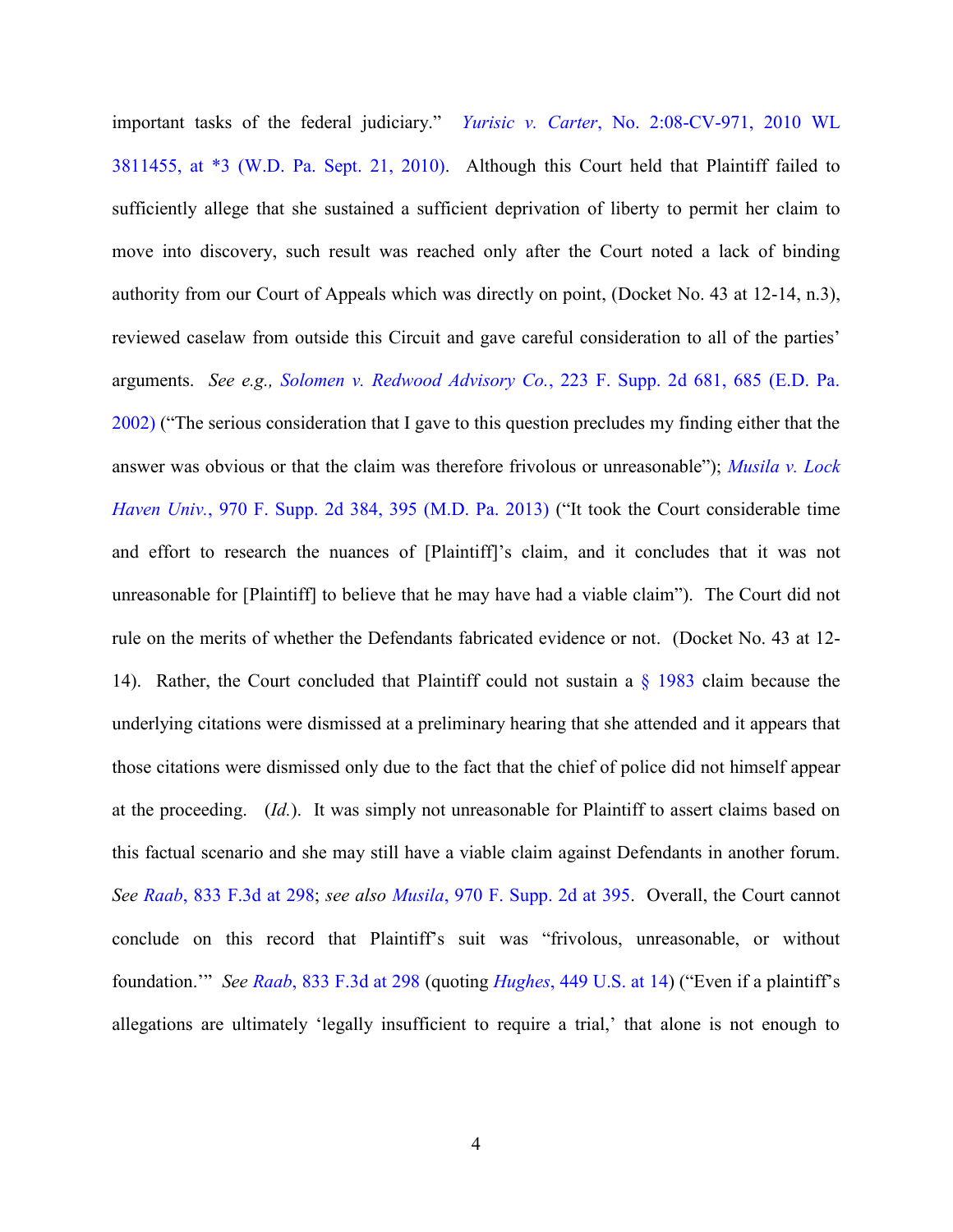important tasks of the federal judiciary." *Yurisic v. Carter*, No. 2:08-CV-971, 2010 WL 3811455, at *3 (W.D. Pa. Sept. 21, 2010). Although this Court held that Plaintiff failed to sufficiently allege that she sustained a sufficient deprivation of liberty to permit her claim to move into discovery, such result was reached only after the Court noted a lack of binding authority from our Court of Appeals which was directly on point, (Docket No. 43 at 12-14, n.3), reviewed caselaw from outside this Circuit and gave careful consideration to all of the parties' arguments. *See e.g., Solomen v. Redwood Advisory Co.*, 223 F. Supp. 2d 681, 685 (E.D. Pa. 2002) ("The serious consideration that I gave to this question precludes my finding either that the answer was obvious or that the claim was therefore frivolous or unreasonable"); *Musila v. Lock Haven Univ.*, 970 F. Supp. 2d 384, 395 (M.D. Pa. 2013) ("It took the Court considerable time and effort to research the nuances of [Plaintiff]'s claim, and it concludes that it was not unreasonable for [Plaintiff] to believe that he may have had a viable claim"). The Court did not rule on the merits of whether the Defendants fabricated evidence or not. (Docket No. 43 at 12-14). Rather, the Court concluded that Plaintiff could not sustain a § 1983 claim because the underlying citations were dismissed at a preliminary hearing that she attended and it appears that those citations were dismissed only due to the fact that the chief of police did not himself appear at the proceeding. (*Id.*). It was simply not unreasonable for Plaintiff to assert claims based on this factual scenario and she may still have a viable claim against Defendants in another forum. *See Raab*, 833 F.3d at 298; *see also Musila*, 970 F. Supp. 2d at 395. Overall, the Court cannot conclude on this record that Plaintiff's suit was "frivolous, unreasonable, or without foundation.'" *See Raab*, 833 F.3d at 298 (quoting *Hughes*, 449 U.S. at 14) ("Even if a plaintiff's allegations are ultimately 'legally insufficient to require a trial,' that alone is not enough to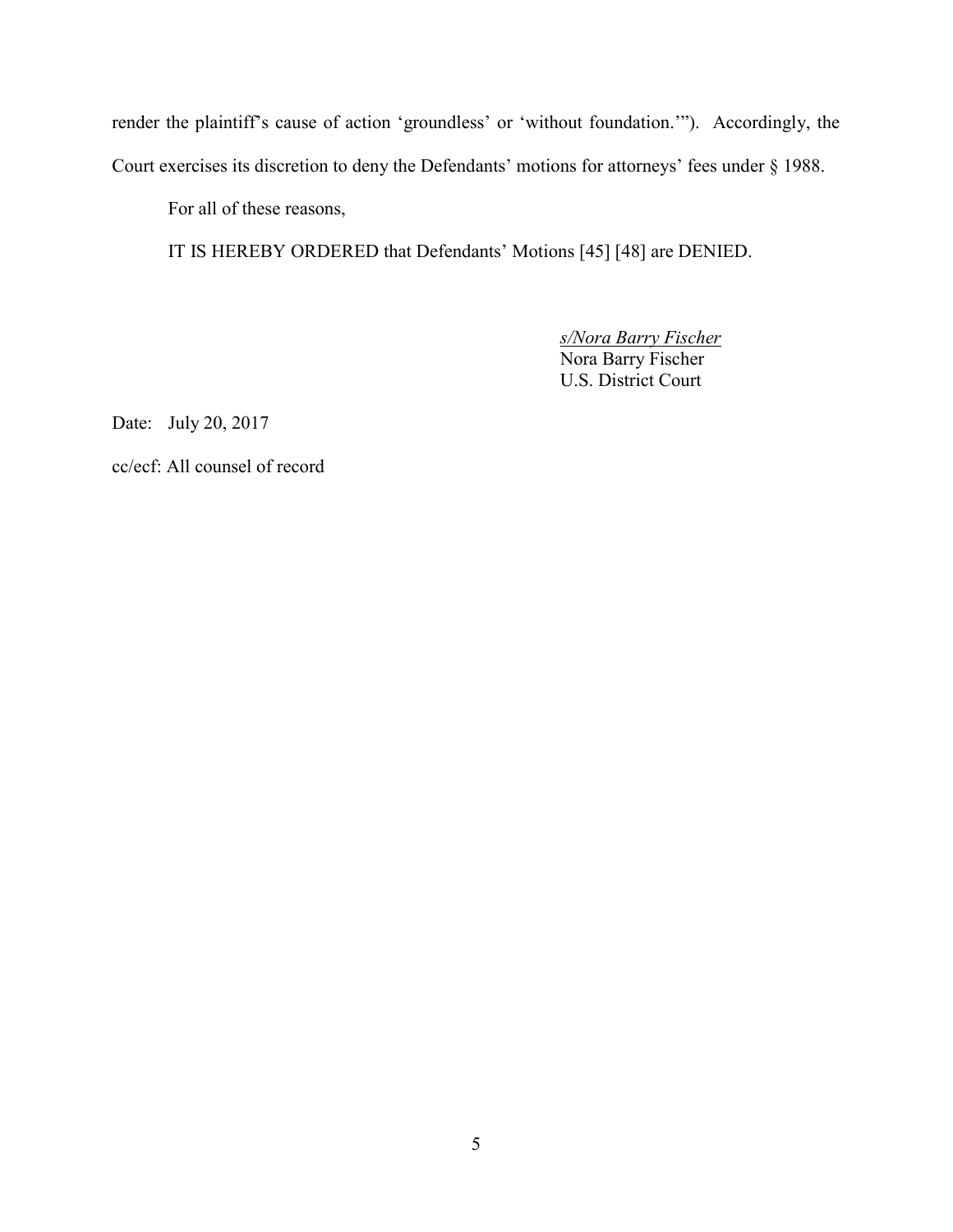render the plaintiff's cause of action 'groundless' or 'without foundation.'"). Accordingly, the Court exercises its discretion to deny the Defendants' motions for attorneys' fees under § 1988.

For all of these reasons,

IT IS HEREBY ORDERED that Defendants' Motions [45] [48] are DENIED.

*s/Nora Barry Fischer*
Nora Barry Fischer
U.S. District Court

Date: July 20, 2017

cc/ecf: All counsel of record